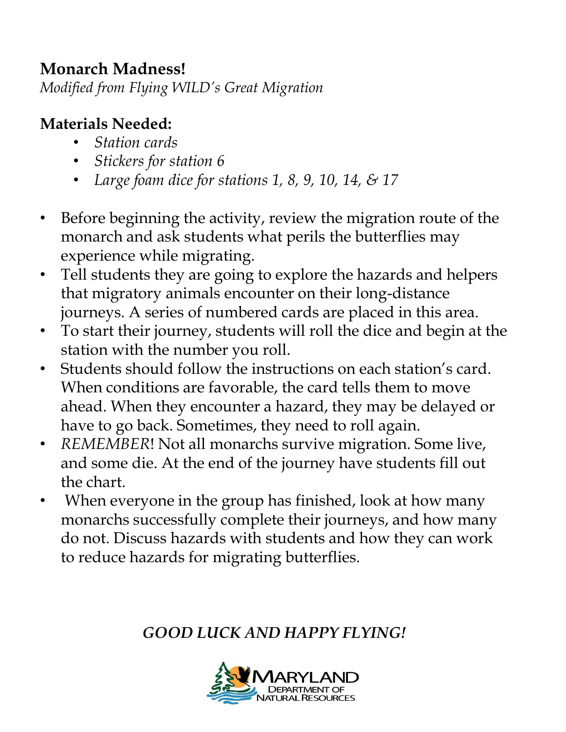**Monarch Madness!**

*Modified from Flying WILD's Great Migration*

**Materials Needed:**

- *Station cards*
- *Stickers for station 6*
- *Large foam dice for stations 1, 8, 9, 10, 14, & 17*

- Before beginning the activity, review the migration route of the monarch and ask students what perils the butterflies may experience while migrating.
- Tell students they are going to explore the hazards and helpers that migratory animals encounter on their long-distance journeys. A series of numbered cards are placed in this area.
- To start their journey, students will roll the dice and begin at the station with the number you roll.
- Students should follow the instructions on each station's card. When conditions are favorable, the card tells them to move ahead. When they encounter a hazard, they may be delayed or have to go back. Sometimes, they need to roll again.
- *REMEMBER*! Not all monarchs survive migration. Some live, and some die. At the end of the journey have students fill out the chart.
- When everyone in the group has finished, look at how many monarchs successfully complete their journeys, and how many do not. Discuss hazards with students and how they can work to reduce hazards for migrating butterflies.

***GOOD LUCK AND HAPPY FLYING!***

MARYLAND DEPARTMENT OF NATURAL RESOURCES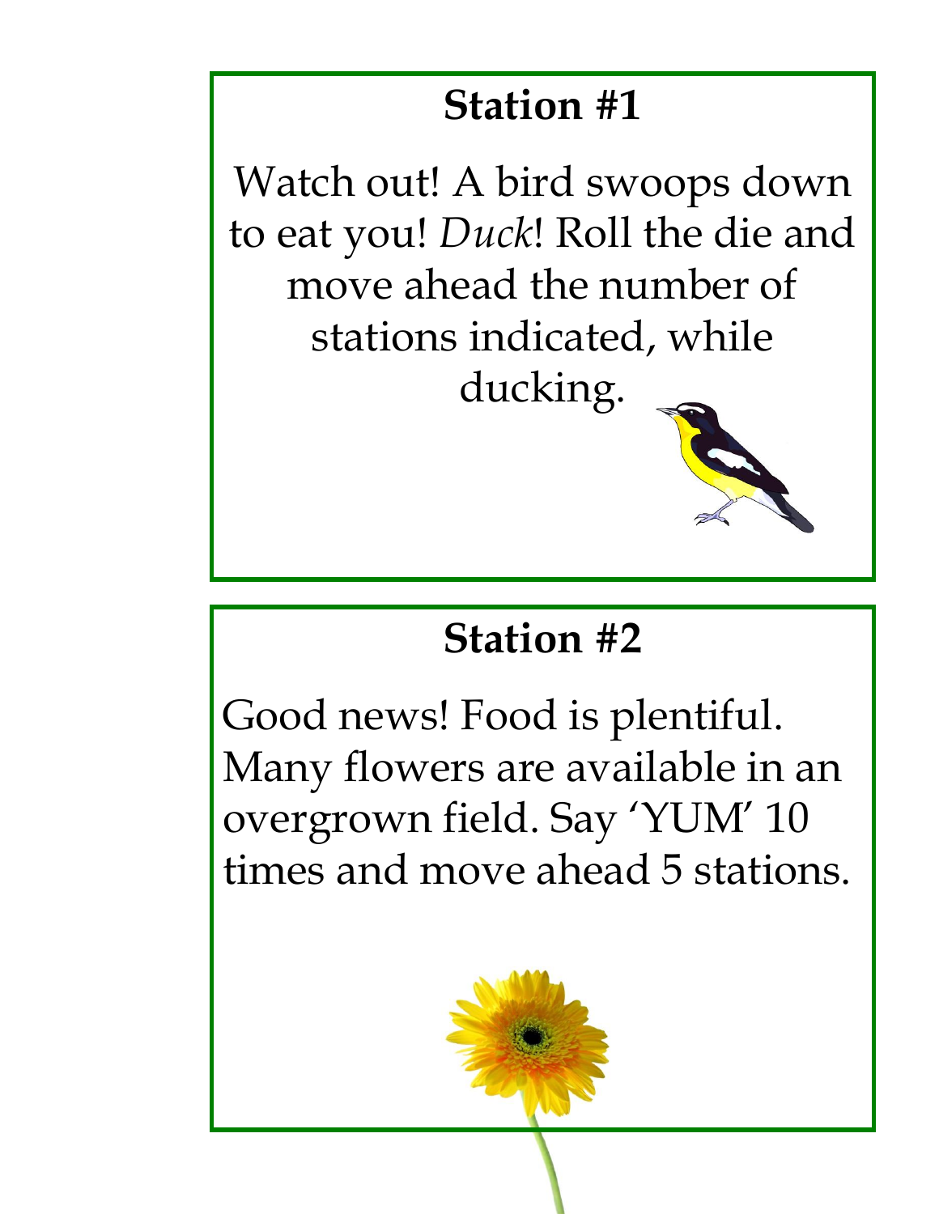## Station #1

Watch out! A bird swoops down to eat you! *Duck*! Roll the die and move ahead the number of stations indicated, while ducking.

## Station #2

Good news! Food is plentiful. Many flowers are available in an overgrown field. Say 'YUM' 10 times and move ahead 5 stations.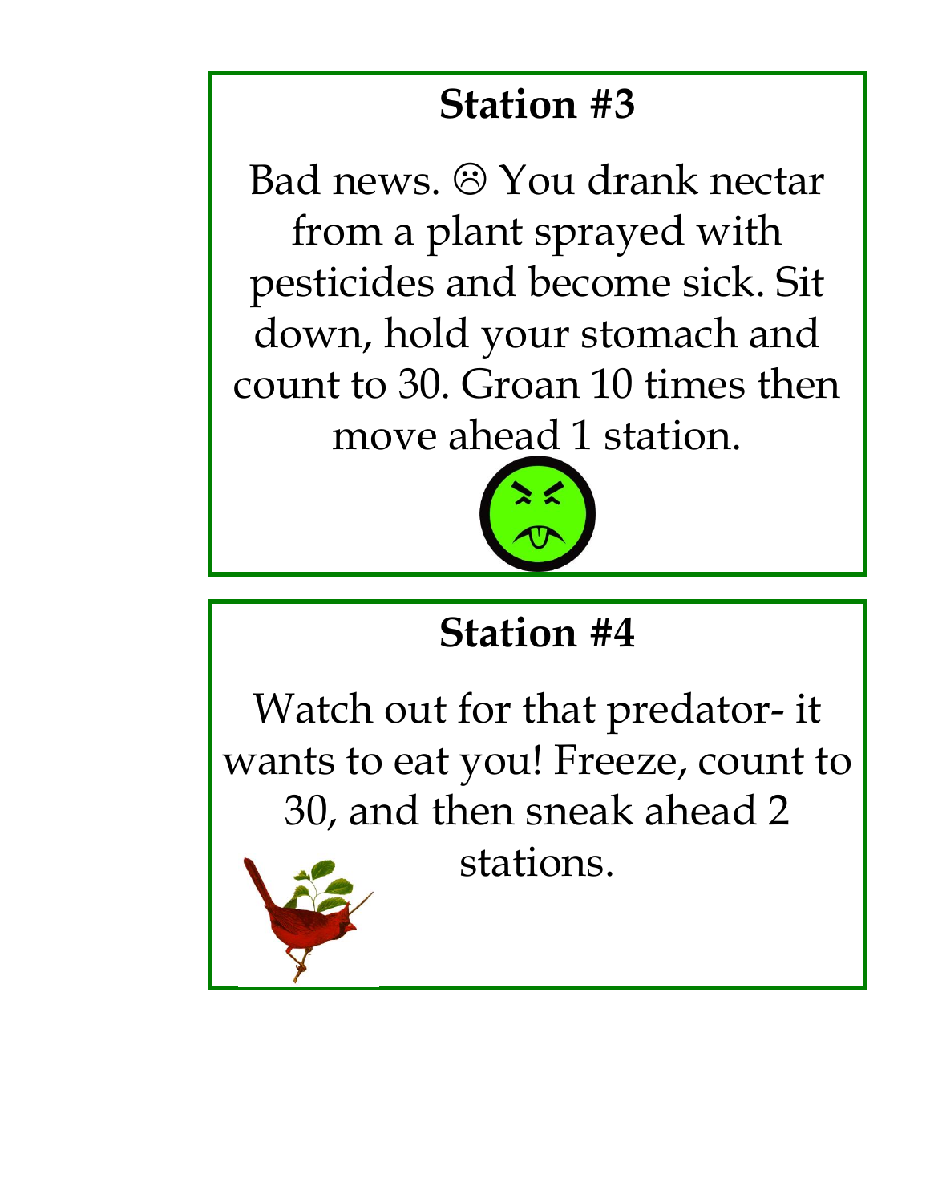## Station #3

Bad news. ☹ You drank nectar from a plant sprayed with pesticides and become sick. Sit down, hold your stomach and count to 30. Groan 10 times then move ahead 1 station.

## Station #4

Watch out for that predator- it wants to eat you! Freeze, count to 30, and then sneak ahead 2 stations.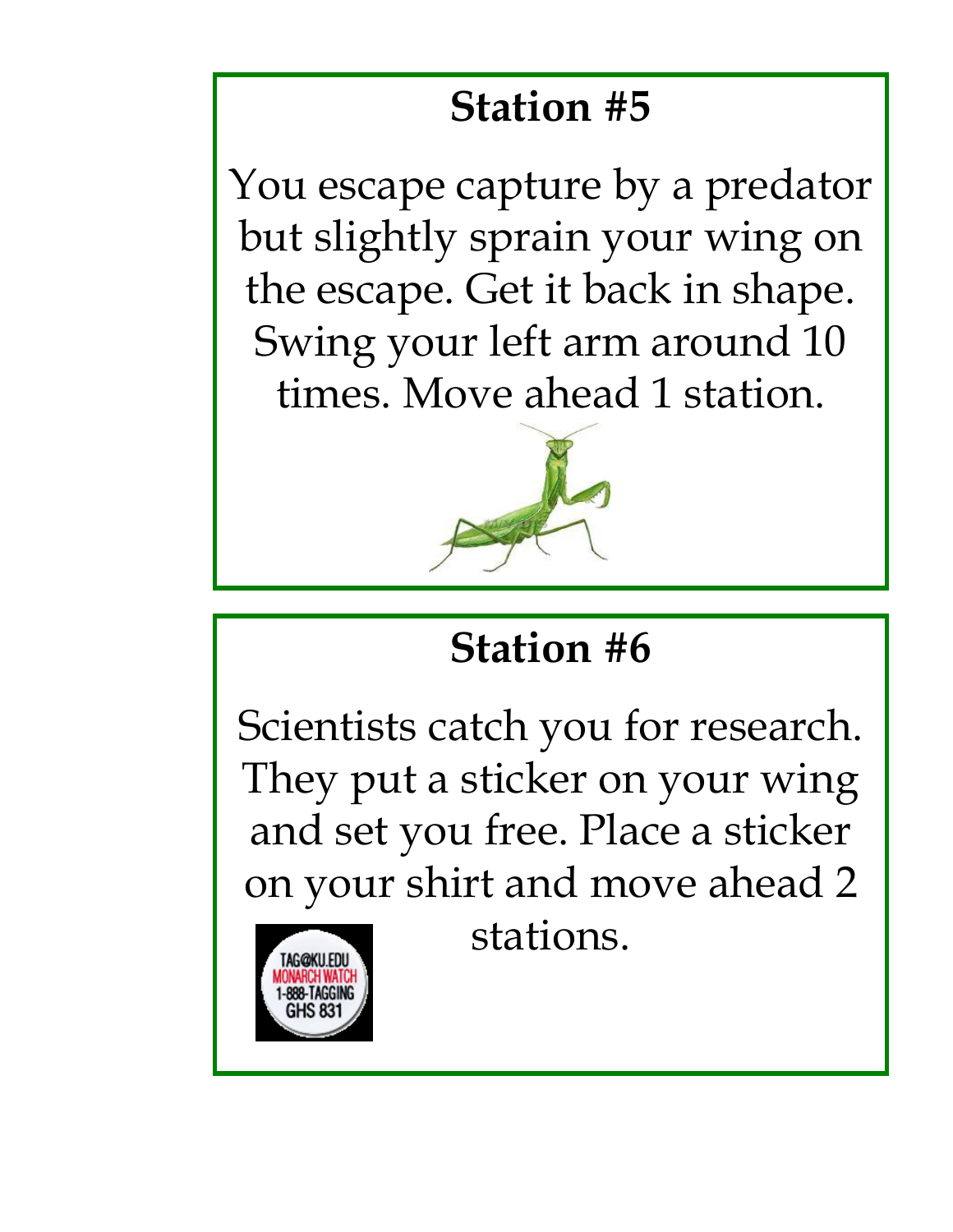## Station #5

You escape capture by a predator but slightly sprain your wing on the escape. Get it back in shape. Swing your left arm around 10 times. Move ahead 1 station.

## Station #6

Scientists catch you for research. They put a sticker on your wing and set you free. Place a sticker on your shirt and move ahead 2 stations.

TAG@KU.EDU
MONARCH WATCH
1-888-TAGGING
GHS 831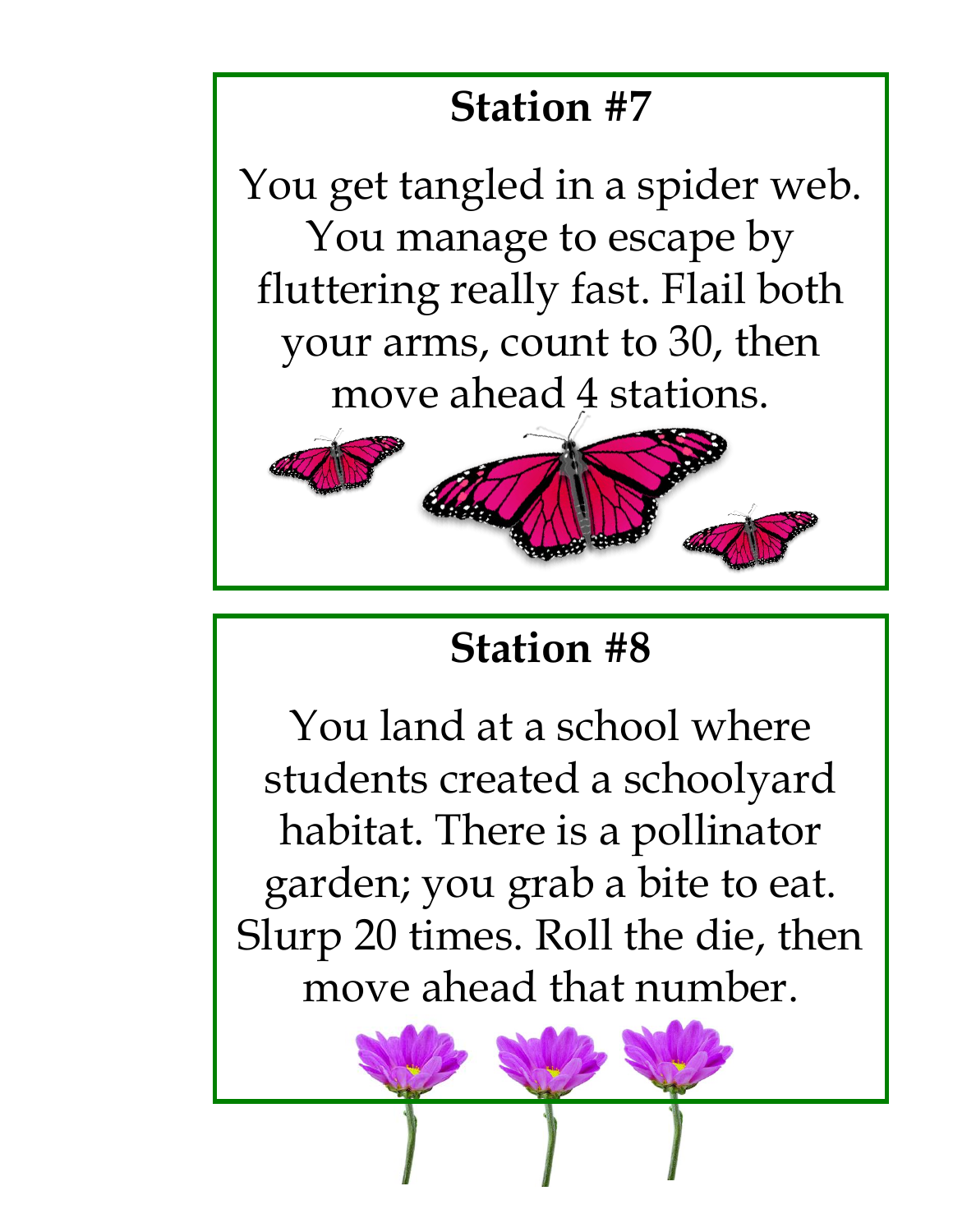## Station #7

You get tangled in a spider web. You manage to escape by fluttering really fast. Flail both your arms, count to 30, then move ahead 4 stations.

## Station #8

You land at a school where students created a schoolyard habitat. There is a pollinator garden; you grab a bite to eat. Slurp 20 times. Roll the die, then move ahead that number.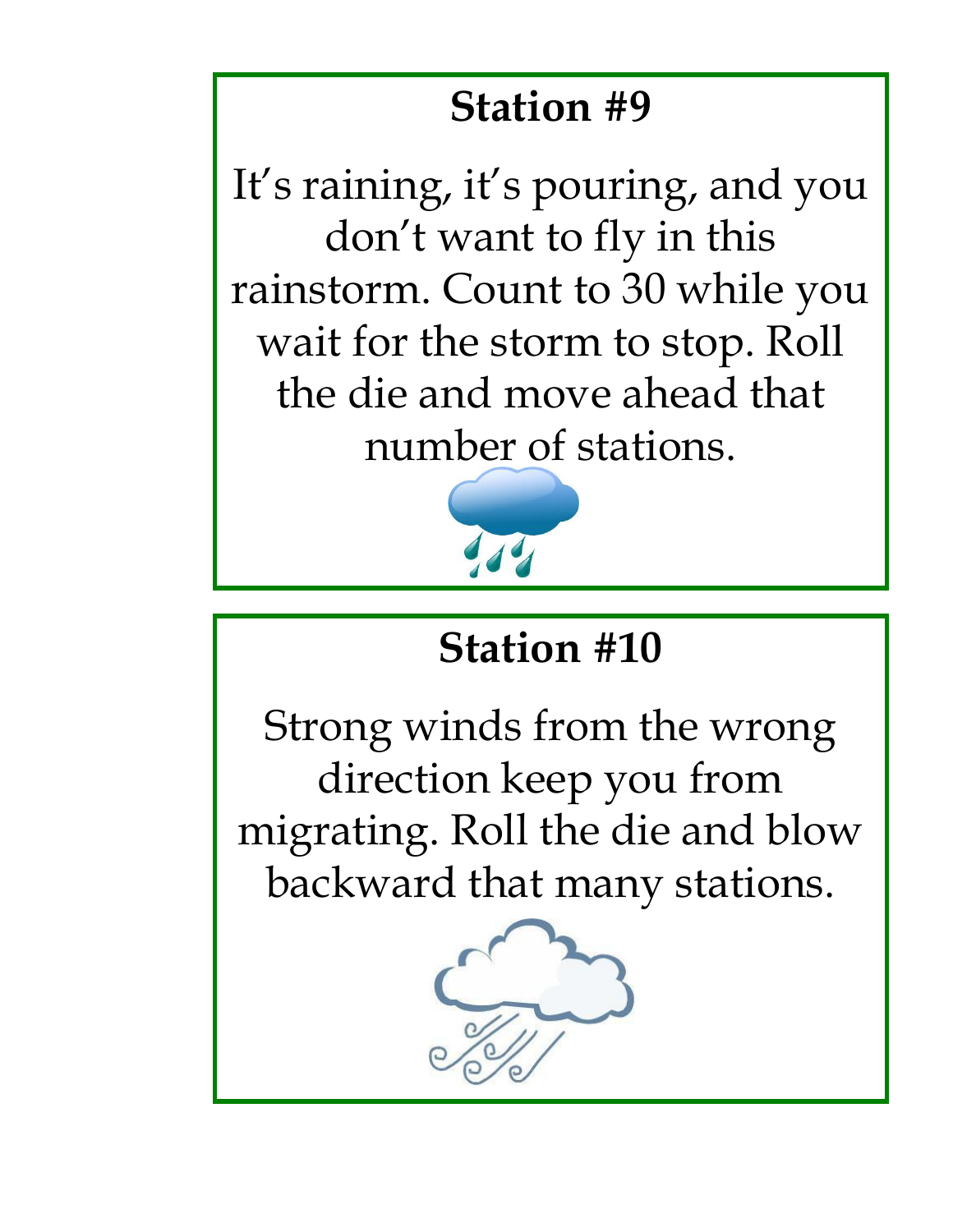## Station #9

It's raining, it's pouring, and you don't want to fly in this rainstorm. Count to 30 while you wait for the storm to stop. Roll the die and move ahead that number of stations.

## Station #10

Strong winds from the wrong direction keep you from migrating. Roll the die and blow backward that many stations.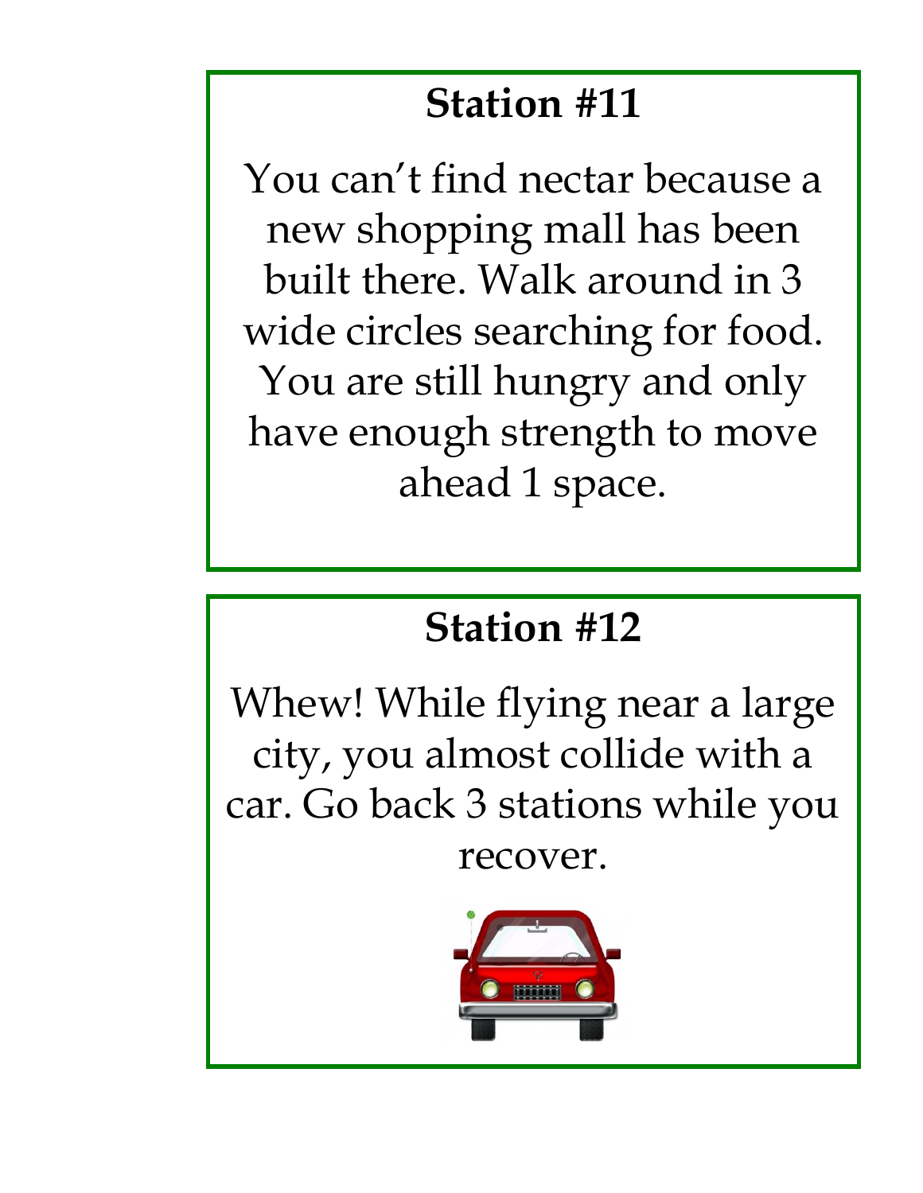## Station #11

You can't find nectar because a new shopping mall has been built there. Walk around in 3 wide circles searching for food. You are still hungry and only have enough strength to move ahead 1 space.

## Station #12

Whew! While flying near a large city, you almost collide with a car. Go back 3 stations while you recover.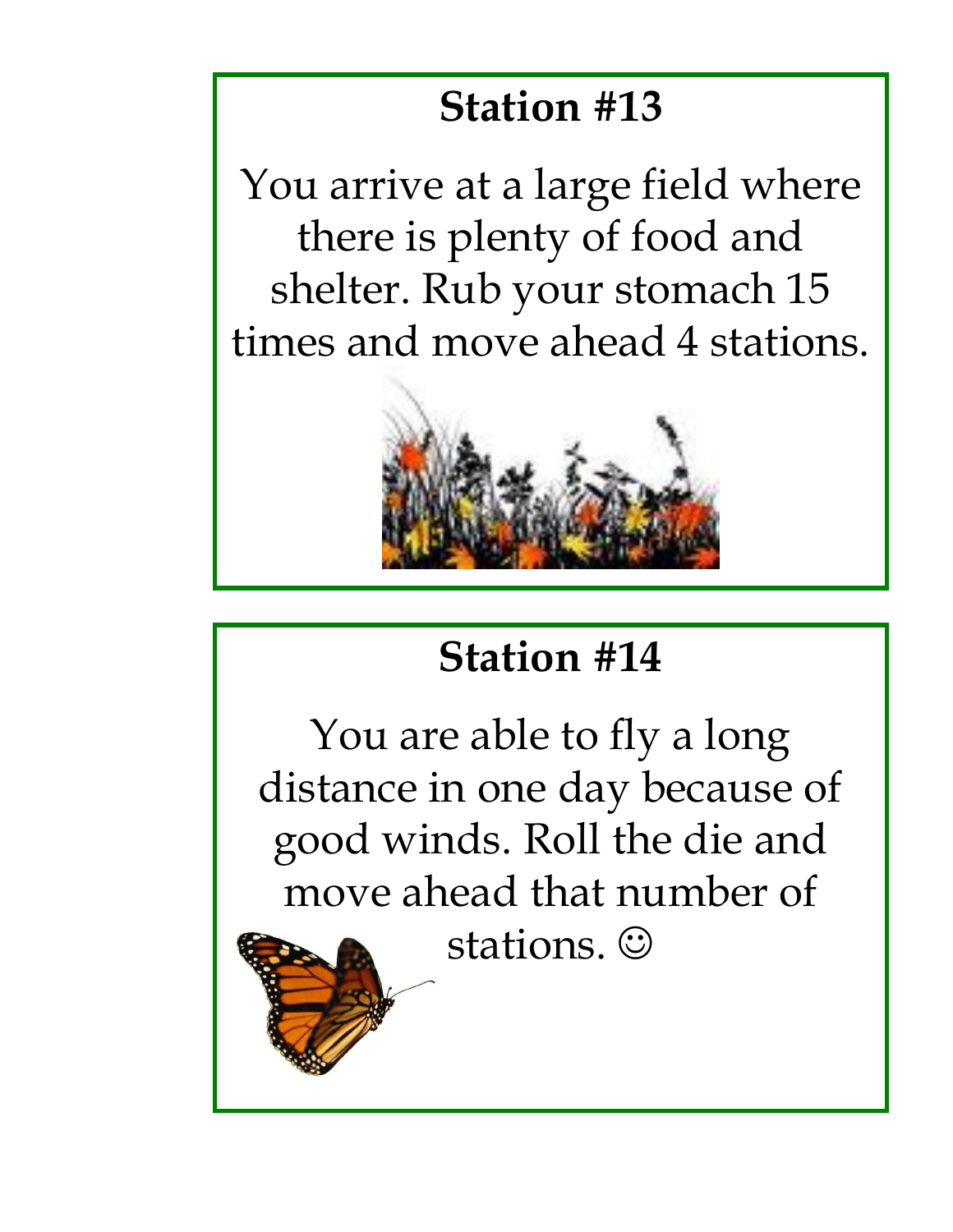## Station #13

You arrive at a large field where there is plenty of food and shelter. Rub your stomach 15 times and move ahead 4 stations.

## Station #14

You are able to fly a long distance in one day because of good winds. Roll the die and move ahead that number of stations. ☺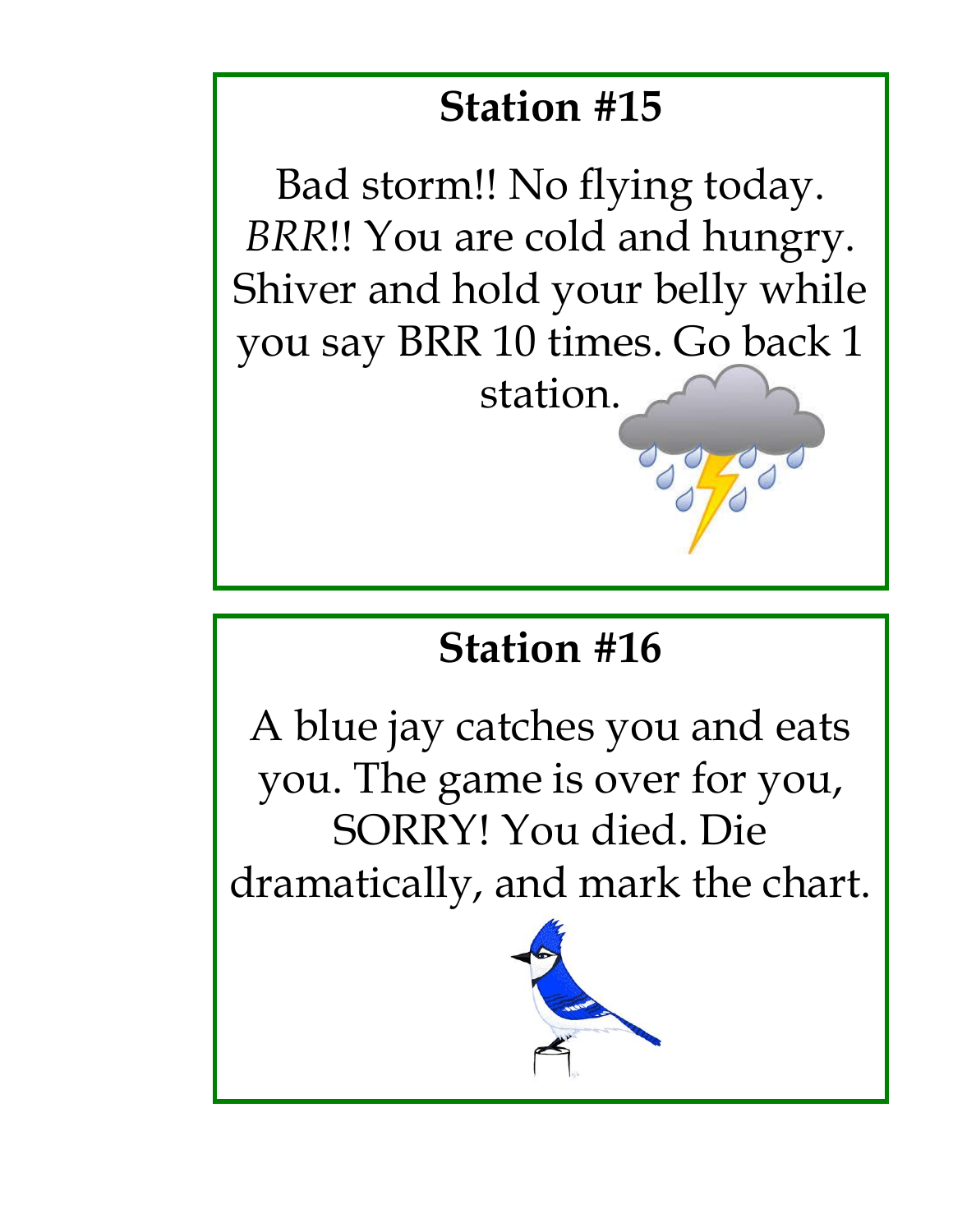## Station #15

Bad storm!! No flying today. *BRR*!! You are cold and hungry. Shiver and hold your belly while you say BRR 10 times. Go back 1 station.

## Station #16

A blue jay catches you and eats you. The game is over for you, SORRY! You died. Die dramatically, and mark the chart.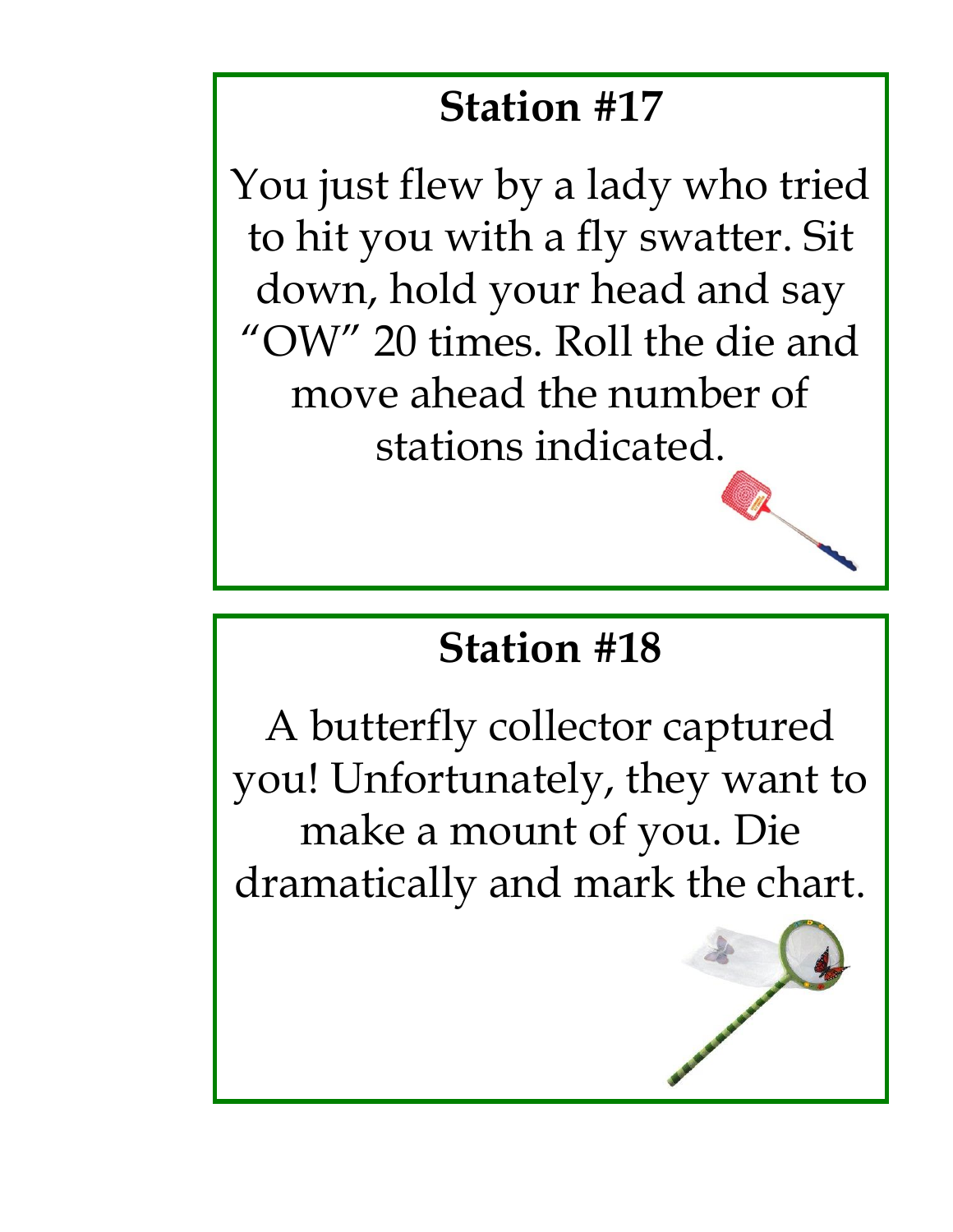## Station #17

You just flew by a lady who tried to hit you with a fly swatter. Sit down, hold your head and say "OW" 20 times. Roll the die and move ahead the number of stations indicated.

## Station #18

A butterfly collector captured you! Unfortunately, they want to make a mount of you. Die dramatically and mark the chart.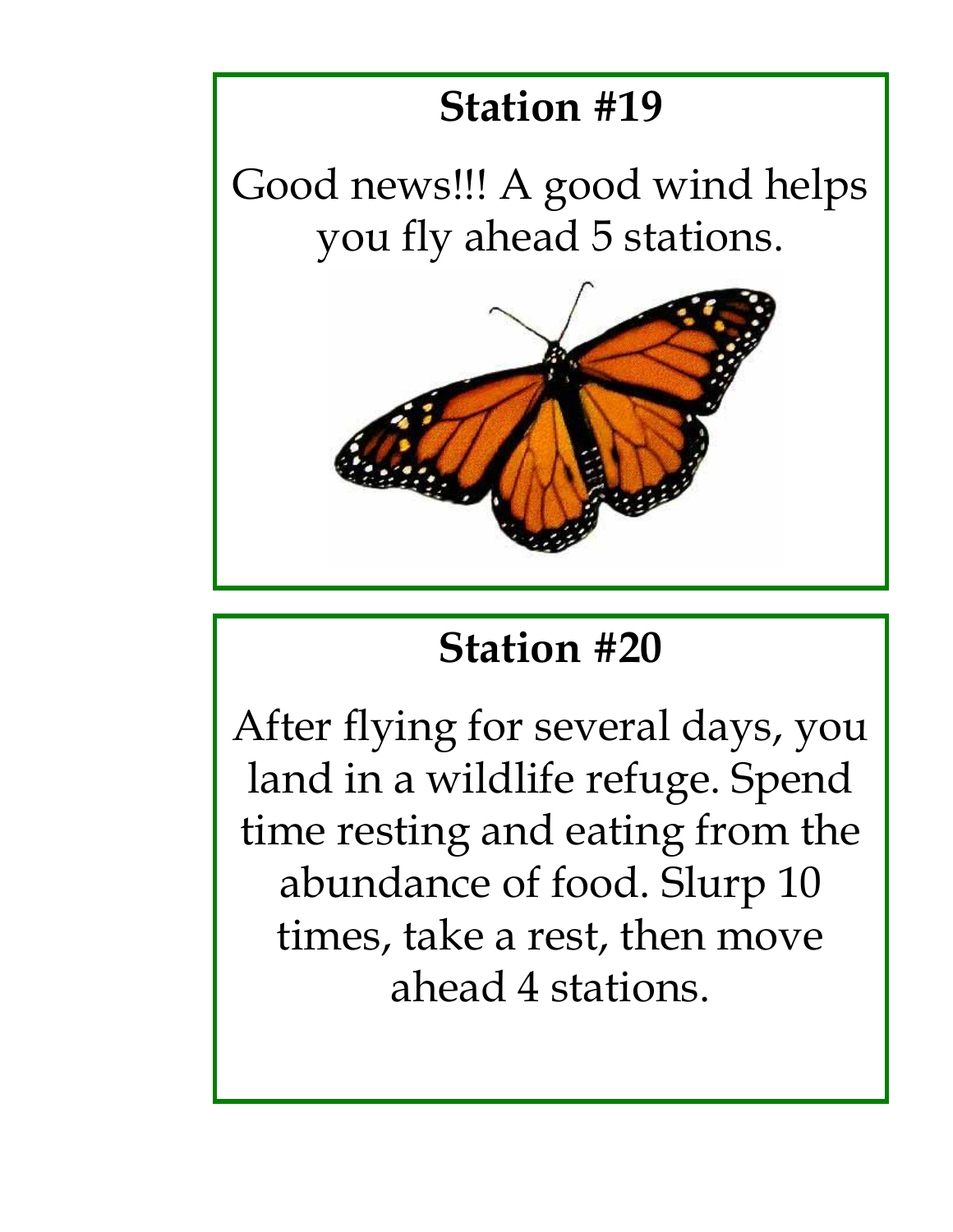**Station #19**

Good news!!! A good wind helps you fly ahead 5 stations.

**Station #20**

After flying for several days, you land in a wildlife refuge. Spend time resting and eating from the abundance of food. Slurp 10 times, take a rest, then move ahead 4 stations.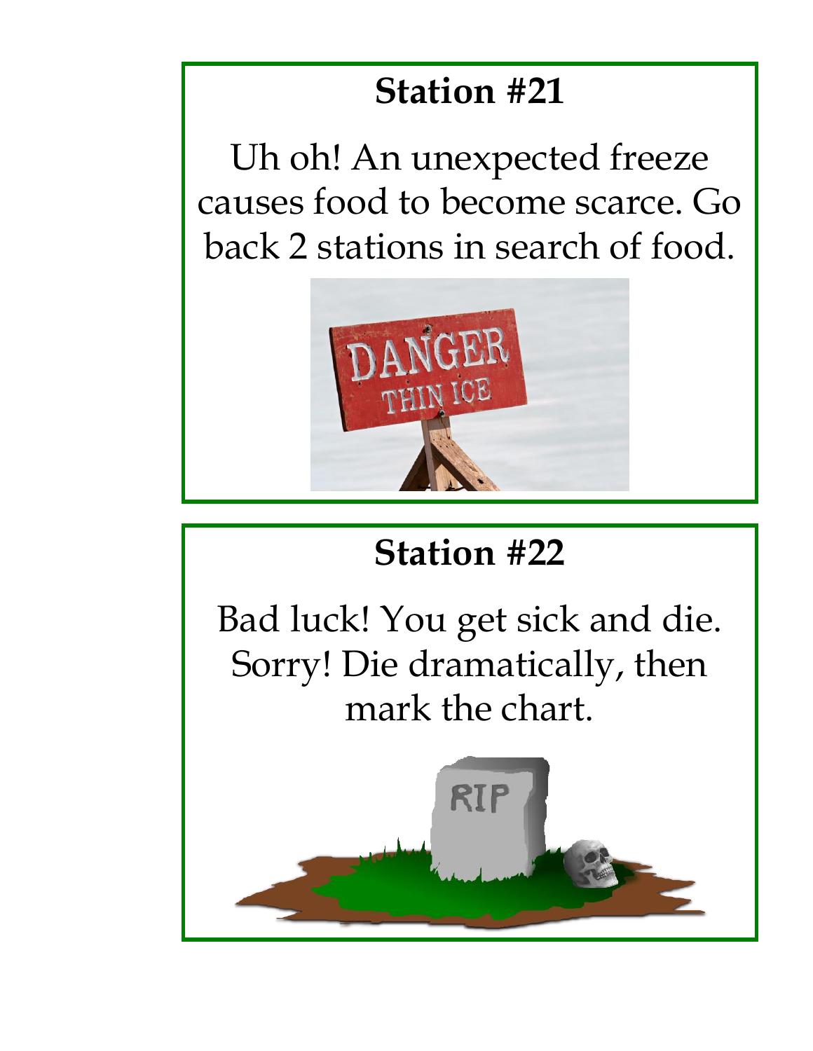## Station #21

Uh oh! An unexpected freeze causes food to become scarce. Go back 2 stations in search of food.

## Station #22

Bad luck! You get sick and die. Sorry! Die dramatically, then mark the chart.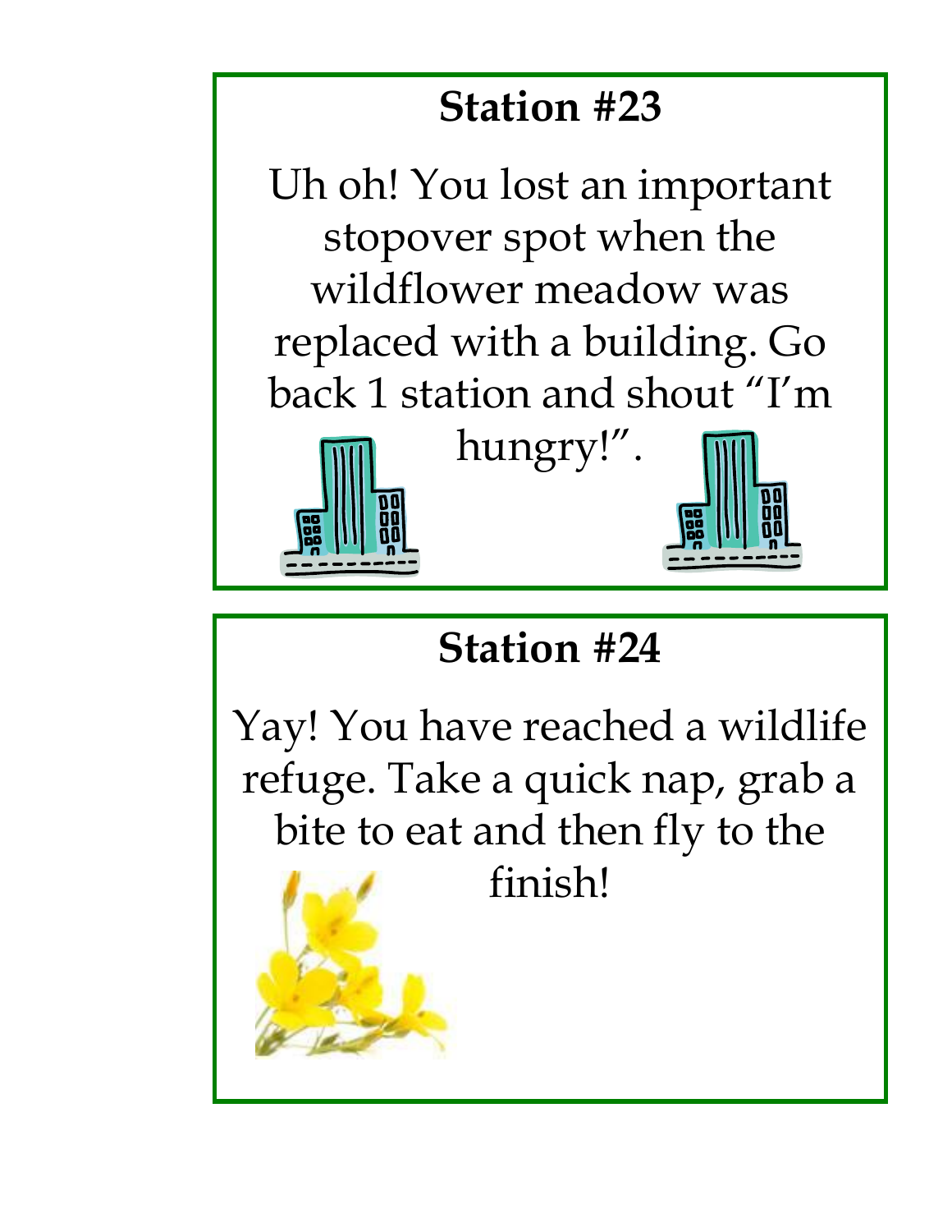## Station #23

Uh oh! You lost an important stopover spot when the wildflower meadow was replaced with a building. Go back 1 station and shout "I'm hungry!".

## Station #24

Yay! You have reached a wildlife refuge. Take a quick nap, grab a bite to eat and then fly to the finish!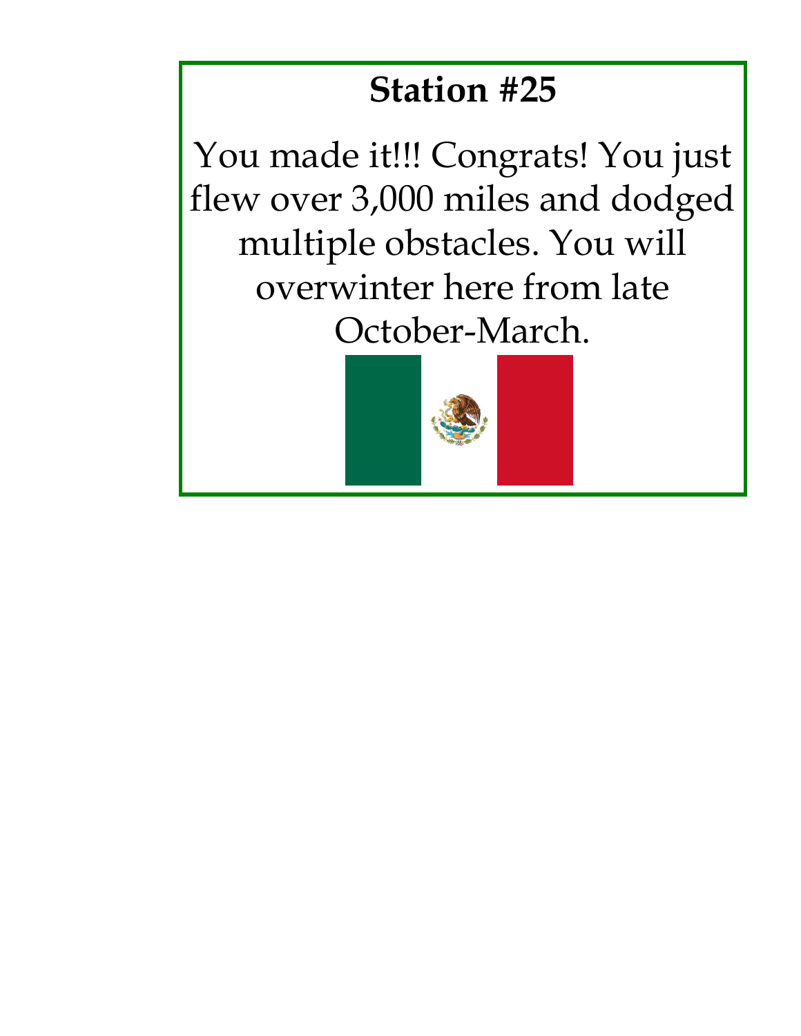**Station #25**

You made it!!! Congrats! You just flew over 3,000 miles and dodged multiple obstacles. You will overwinter here from late October-March.